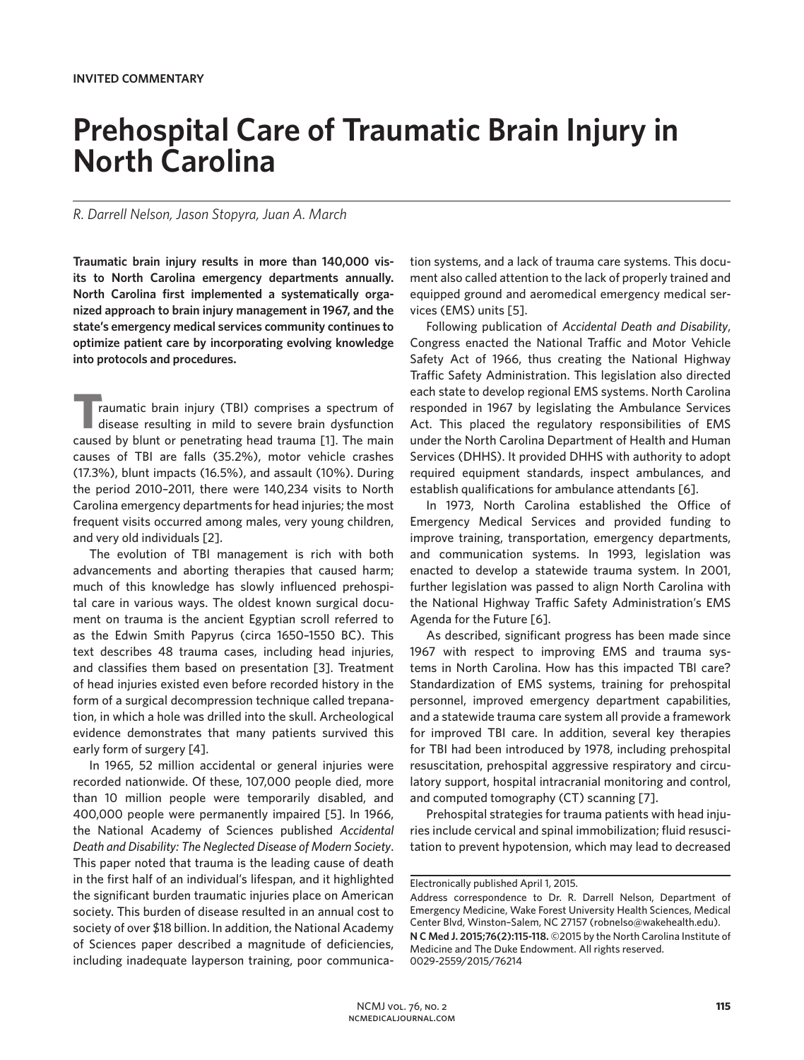**INVITED COMMENTARY**

# Prehospital Care of Traumatic Brain Injury in North Carolina

*R. Darrell Nelson, Jason Stopyra, Juan A. March*

**Traumatic brain injury results in more than 140,000 visits to North Carolina emergency departments annually. North Carolina first implemented a systematically organized approach to brain injury management in 1967, and the state's emergency medical services community continues to optimize patient care by incorporating evolving knowledge into protocols and procedures.**

Traumatic brain injury (TBI) comprises a spectrum of disease resulting in mild to severe brain dysfunction caused by blunt or penetrating head trauma [1]. The main causes of TBI are falls (35.2%), motor vehicle crashes (17.3%), blunt impacts (16.5%), and assault (10%). During the period 2010–2011, there were 140,234 visits to North Carolina emergency departments for head injuries; the most frequent visits occurred among males, very young children, and very old individuals [2].

The evolution of TBI management is rich with both advancements and aborting therapies that caused harm; much of this knowledge has slowly influenced prehospital care in various ways. The oldest known surgical document on trauma is the ancient Egyptian scroll referred to as the Edwin Smith Papyrus (circa 1650–1550 BC). This text describes 48 trauma cases, including head injuries, and classifies them based on presentation [3]. Treatment of head injuries existed even before recorded history in the form of a surgical decompression technique called trepanation, in which a hole was drilled into the skull. Archeological evidence demonstrates that many patients survived this early form of surgery [4].

In 1965, 52 million accidental or general injuries were recorded nationwide. Of these, 107,000 people died, more than 10 million people were temporarily disabled, and 400,000 people were permanently impaired [5]. In 1966, the National Academy of Sciences published *Accidental Death and Disability: The Neglected Disease of Modern Society*. This paper noted that trauma is the leading cause of death in the first half of an individual's lifespan, and it highlighted the significant burden traumatic injuries place on American society. This burden of disease resulted in an annual cost to society of over $18 billion. In addition, the National Academy of Sciences paper described a magnitude of deficiencies, including inadequate layperson training, poor communication systems, and a lack of trauma care systems. This document also called attention to the lack of properly trained and equipped ground and aeromedical emergency medical services (EMS) units [5].

Following publication of *Accidental Death and Disability*, Congress enacted the National Traffic and Motor Vehicle Safety Act of 1966, thus creating the National Highway Traffic Safety Administration. This legislation also directed each state to develop regional EMS systems. North Carolina responded in 1967 by legislating the Ambulance Services Act. This placed the regulatory responsibilities of EMS under the North Carolina Department of Health and Human Services (DHHS). It provided DHHS with authority to adopt required equipment standards, inspect ambulances, and establish qualifications for ambulance attendants [6].

In 1973, North Carolina established the Office of Emergency Medical Services and provided funding to improve training, transportation, emergency departments, and communication systems. In 1993, legislation was enacted to develop a statewide trauma system. In 2001, further legislation was passed to align North Carolina with the National Highway Traffic Safety Administration's EMS Agenda for the Future [6].

As described, significant progress has been made since 1967 with respect to improving EMS and trauma systems in North Carolina. How has this impacted TBI care? Standardization of EMS systems, training for prehospital personnel, improved emergency department capabilities, and a statewide trauma care system all provide a framework for improved TBI care. In addition, several key therapies for TBI had been introduced by 1978, including prehospital resuscitation, prehospital aggressive respiratory and circulatory support, hospital intracranial monitoring and control, and computed tomography (CT) scanning [7].

Prehospital strategies for trauma patients with head injuries include cervical and spinal immobilization; fluid resuscitation to prevent hypotension, which may lead to decreased

---

Electronically published April 1, 2015.

Address correspondence to Dr. R. Darrell Nelson, Department of Emergency Medicine, Wake Forest University Health Sciences, Medical Center Blvd, Winston–Salem, NC 27157 (robnelso@wakehealth.edu).

**N C Med J. 2015;76(2):115-118.** ©2015 by the North Carolina Institute of Medicine and The Duke Endowment. All rights reserved.
0029-2559/2015/76214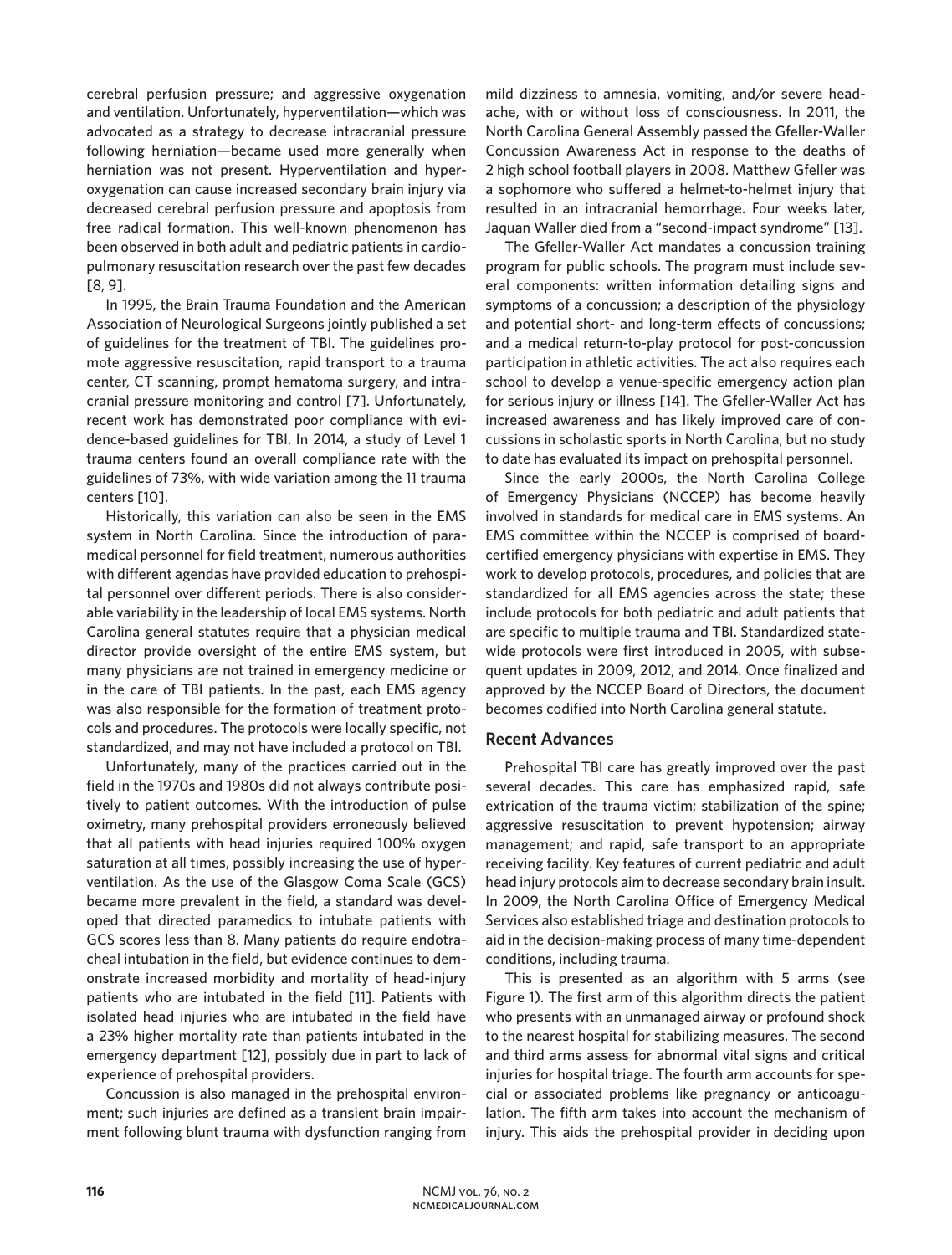cerebral perfusion pressure; and aggressive oxygenation and ventilation. Unfortunately, hyperventilation—which was advocated as a strategy to decrease intracranial pressure following herniation—became used more generally when herniation was not present. Hyperventilation and hyperoxygenation can cause increased secondary brain injury via decreased cerebral perfusion pressure and apoptosis from free radical formation. This well-known phenomenon has been observed in both adult and pediatric patients in cardiopulmonary resuscitation research over the past few decades [8, 9].

In 1995, the Brain Trauma Foundation and the American Association of Neurological Surgeons jointly published a set of guidelines for the treatment of TBI. The guidelines promote aggressive resuscitation, rapid transport to a trauma center, CT scanning, prompt hematoma surgery, and intracranial pressure monitoring and control [7]. Unfortunately, recent work has demonstrated poor compliance with evidence-based guidelines for TBI. In 2014, a study of Level 1 trauma centers found an overall compliance rate with the guidelines of 73%, with wide variation among the 11 trauma centers [10].

Historically, this variation can also be seen in the EMS system in North Carolina. Since the introduction of paramedical personnel for field treatment, numerous authorities with different agendas have provided education to prehospital personnel over different periods. There is also considerable variability in the leadership of local EMS systems. North Carolina general statutes require that a physician medical director provide oversight of the entire EMS system, but many physicians are not trained in emergency medicine or in the care of TBI patients. In the past, each EMS agency was also responsible for the formation of treatment protocols and procedures. The protocols were locally specific, not standardized, and may not have included a protocol on TBI.

Unfortunately, many of the practices carried out in the field in the 1970s and 1980s did not always contribute positively to patient outcomes. With the introduction of pulse oximetry, many prehospital providers erroneously believed that all patients with head injuries required 100% oxygen saturation at all times, possibly increasing the use of hyperventilation. As the use of the Glasgow Coma Scale (GCS) became more prevalent in the field, a standard was developed that directed paramedics to intubate patients with GCS scores less than 8. Many patients do require endotracheal intubation in the field, but evidence continues to demonstrate increased morbidity and mortality of head-injury patients who are intubated in the field [11]. Patients with isolated head injuries who are intubated in the field have a 23% higher mortality rate than patients intubated in the emergency department [12], possibly due in part to lack of experience of prehospital providers.

Concussion is also managed in the prehospital environment; such injuries are defined as a transient brain impairment following blunt trauma with dysfunction ranging from mild dizziness to amnesia, vomiting, and/or severe headache, with or without loss of consciousness. In 2011, the North Carolina General Assembly passed the Gfeller-Waller Concussion Awareness Act in response to the deaths of 2 high school football players in 2008. Matthew Gfeller was a sophomore who suffered a helmet-to-helmet injury that resulted in an intracranial hemorrhage. Four weeks later, Jaquan Waller died from a "second-impact syndrome" [13].

The Gfeller-Waller Act mandates a concussion training program for public schools. The program must include several components: written information detailing signs and symptoms of a concussion; a description of the physiology and potential short- and long-term effects of concussions; and a medical return-to-play protocol for post-concussion participation in athletic activities. The act also requires each school to develop a venue-specific emergency action plan for serious injury or illness [14]. The Gfeller-Waller Act has increased awareness and has likely improved care of concussions in scholastic sports in North Carolina, but no study to date has evaluated its impact on prehospital personnel.

Since the early 2000s, the North Carolina College of Emergency Physicians (NCCEP) has become heavily involved in standards for medical care in EMS systems. An EMS committee within the NCCEP is comprised of board-certified emergency physicians with expertise in EMS. They work to develop protocols, procedures, and policies that are standardized for all EMS agencies across the state; these include protocols for both pediatric and adult patients that are specific to multiple trauma and TBI. Standardized statewide protocols were first introduced in 2005, with subsequent updates in 2009, 2012, and 2014. Once finalized and approved by the NCCEP Board of Directors, the document becomes codified into North Carolina general statute.

## Recent Advances

Prehospital TBI care has greatly improved over the past several decades. This care has emphasized rapid, safe extrication of the trauma victim; stabilization of the spine; aggressive resuscitation to prevent hypotension; airway management; and rapid, safe transport to an appropriate receiving facility. Key features of current pediatric and adult head injury protocols aim to decrease secondary brain insult. In 2009, the North Carolina Office of Emergency Medical Services also established triage and destination protocols to aid in the decision-making process of many time-dependent conditions, including trauma.

This is presented as an algorithm with 5 arms (see Figure 1). The first arm of this algorithm directs the patient who presents with an unmanaged airway or profound shock to the nearest hospital for stabilizing measures. The second and third arms assess for abnormal vital signs and critical injuries for hospital triage. The fourth arm accounts for special or associated problems like pregnancy or anticoagulation. The fifth arm takes into account the mechanism of injury. This aids the prehospital provider in deciding upon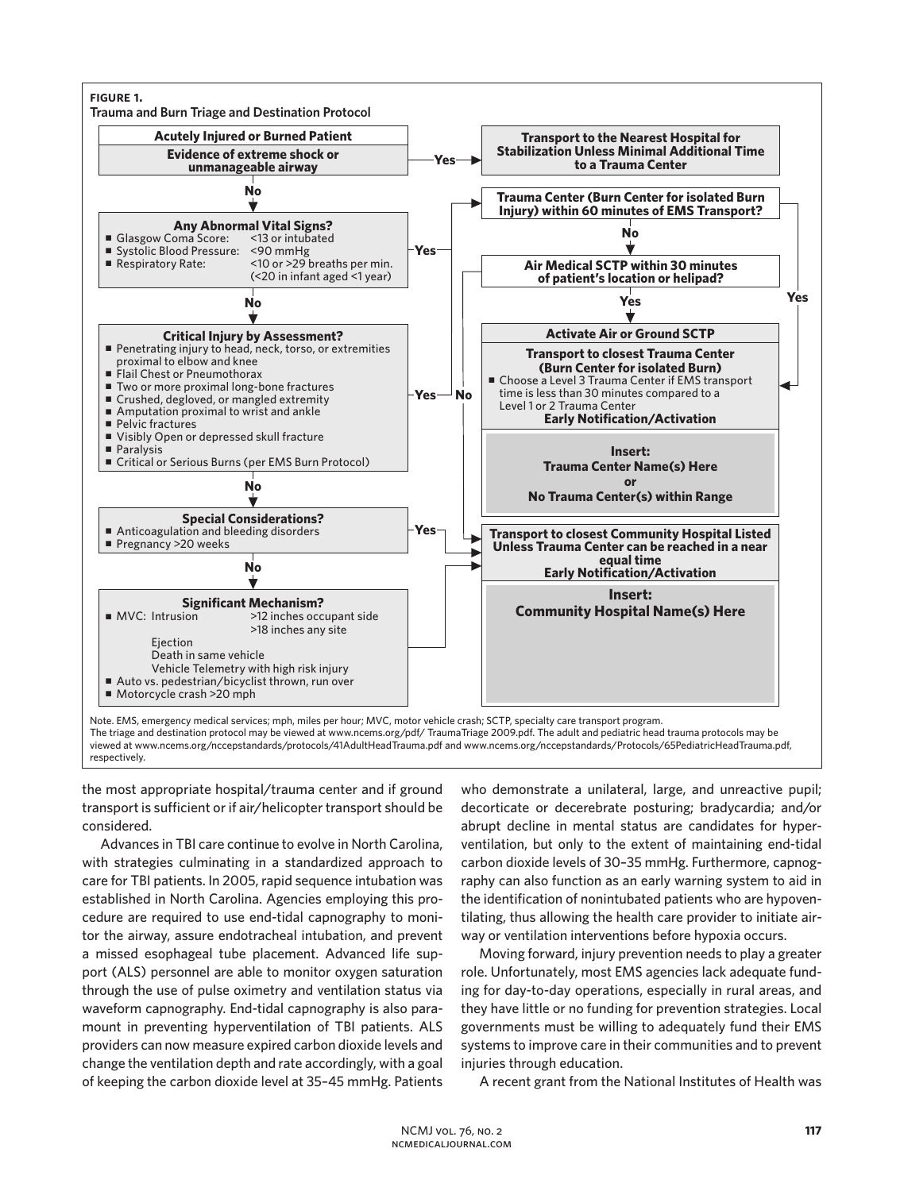**FIGURE 1.**
**Trauma and Burn Triage and Destination Protocol**

**Acutely Injured or Burned Patient**

**Evidence of extreme shock or unmanageable airway** — Yes → **Transport to the Nearest Hospital for Stabilization Unless Minimal Additional Time to a Trauma Center**

No ↓

**Any Abnormal Vital Signs?**
- Glasgow Coma Score: <13 or intubated
- Systolic Blood Pressure: <90 mmHg
- Respiratory Rate: <10 or >29 breaths per min. (<20 in infant aged <1 year)

Yes → **Trauma Center (Burn Center for isolated Burn Injury) within 60 minutes of EMS Transport?**
- Yes → **Activate Air or Ground SCTP / Transport to closest Trauma Center**
- No ↓ **Air Medical SCTP within 30 minutes of patient's location or helipad?**
  - Yes ↓ **Activate Air or Ground SCTP**
  - No → **Transport to closest Community Hospital Listed**

No ↓

**Critical Injury by Assessment?**
- Penetrating injury to head, neck, torso, or extremities proximal to elbow and knee
- Flail Chest or Pneumothorax
- Two or more proximal long-bone fractures
- Crushed, degloved, or mangled extremity
- Amputation proximal to wrist and ankle
- Pelvic fractures
- Visibly Open or depressed skull fracture
- Paralysis
- Critical or Serious Burns (per EMS Burn Protocol)

Yes → **Trauma Center (Burn Center for isolated Burn Injury) within 60 minutes of EMS Transport?**

No ↓

**Special Considerations?**
- Anticoagulation and bleeding disorders
- Pregnancy >20 weeks

Yes → **Transport to closest Community Hospital Listed**

No ↓

**Significant Mechanism?**
- MVC: Intrusion >12 inches occupant side, >18 inches any site
  - Ejection
  - Death in same vehicle
  - Vehicle Telemetry with high risk injury
- Auto vs. pedestrian/bicyclist thrown, run over
- Motorcycle crash >20 mph

→ **Transport to closest Community Hospital Listed**

**Activate Air or Ground SCTP**

**Transport to closest Trauma Center (Burn Center for isolated Burn)**
- Choose a Level 3 Trauma Center if EMS transport time is less than 30 minutes compared to a Level 1 or 2 Trauma Center

**Early Notification/Activation**

**Insert: Trauma Center Name(s) Here or No Trauma Center(s) within Range**

**Transport to closest Community Hospital Listed Unless Trauma Center can be reached in a near equal time**
**Early Notification/Activation**

**Insert: Community Hospital Name(s) Here**

Note. EMS, emergency medical services; mph, miles per hour; MVC, motor vehicle crash; SCTP, specialty care transport program.
The triage and destination protocol may be viewed at www.ncems.org/pdf/ TraumaTriage 2009.pdf. The adult and pediatric head trauma protocols may be viewed at www.ncems.org/nccepstandards/protocols/41AdultHeadTrauma.pdf and www.ncems.org/nccepstandards/Protocols/65PediatricHeadTrauma.pdf, respectively.

the most appropriate hospital/trauma center and if ground transport is sufficient or if air/helicopter transport should be considered.

Advances in TBI care continue to evolve in North Carolina, with strategies culminating in a standardized approach to care for TBI patients. In 2005, rapid sequence intubation was established in North Carolina. Agencies employing this procedure are required to use end-tidal capnography to monitor the airway, assure endotracheal intubation, and prevent a missed esophageal tube placement. Advanced life support (ALS) personnel are able to monitor oxygen saturation through the use of pulse oximetry and ventilation status via waveform capnography. End-tidal capnography is also paramount in preventing hyperventilation of TBI patients. ALS providers can now measure expired carbon dioxide levels and change the ventilation depth and rate accordingly, with a goal of keeping the carbon dioxide level at 35–45 mmHg. Patients who demonstrate a unilateral, large, and unreactive pupil; decorticate or decerebrate posturing; bradycardia; and/or abrupt decline in mental status are candidates for hyperventilation, but only to the extent of maintaining end-tidal carbon dioxide levels of 30–35 mmHg. Furthermore, capnography can also function as an early warning system to aid in the identification of nonintubated patients who are hypoventilating, thus allowing the health care provider to initiate airway or ventilation interventions before hypoxia occurs.

Moving forward, injury prevention needs to play a greater role. Unfortunately, most EMS agencies lack adequate funding for day-to-day operations, especially in rural areas, and they have little or no funding for prevention strategies. Local governments must be willing to adequately fund their EMS systems to improve care in their communities and to prevent injuries through education.

A recent grant from the National Institutes of Health was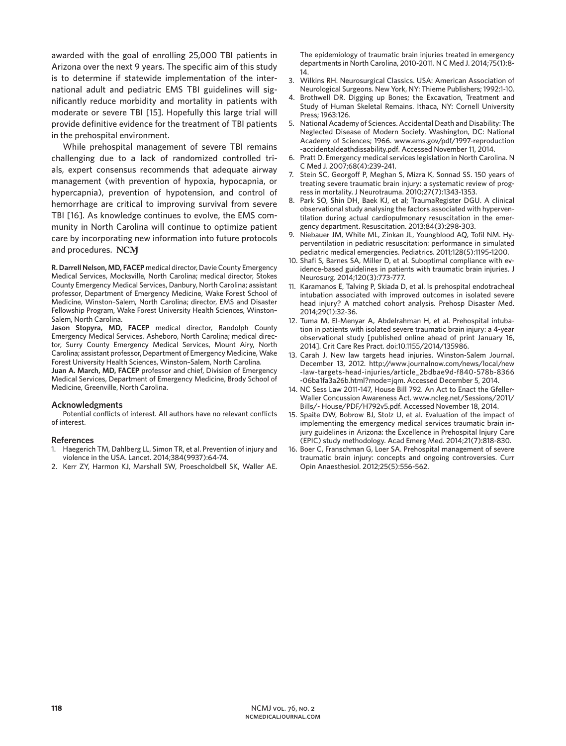awarded with the goal of enrolling 25,000 TBI patients in Arizona over the next 9 years. The specific aim of this study is to determine if statewide implementation of the international adult and pediatric EMS TBI guidelines will significantly reduce morbidity and mortality in patients with moderate or severe TBI [15]. Hopefully this large trial will provide definitive evidence for the treatment of TBI patients in the prehospital environment.

While prehospital management of severe TBI remains challenging due to a lack of randomized controlled trials, expert consensus recommends that adequate airway management (with prevention of hypoxia, hypocapnia, or hypercapnia), prevention of hypotension, and control of hemorrhage are critical to improving survival from severe TBI [16]. As knowledge continues to evolve, the EMS community in North Carolina will continue to optimize patient care by incorporating new information into future protocols and procedures. NCMJ

**R. Darrell Nelson, MD, FACEP** medical director, Davie County Emergency Medical Services, Mocksville, North Carolina; medical director, Stokes County Emergency Medical Services, Danbury, North Carolina; assistant professor, Department of Emergency Medicine, Wake Forest School of Medicine, Winston–Salem, North Carolina; director, EMS and Disaster Fellowship Program, Wake Forest University Health Sciences, Winston–Salem, North Carolina.
**Jason Stopyra, MD, FACEP** medical director, Randolph County Emergency Medical Services, Asheboro, North Carolina; medical director, Surry County Emergency Medical Services, Mount Airy, North Carolina; assistant professor, Department of Emergency Medicine, Wake Forest University Health Sciences, Winston–Salem, North Carolina.
**Juan A. March, MD, FACEP** professor and chief, Division of Emergency Medical Services, Department of Emergency Medicine, Brody School of Medicine, Greenville, North Carolina.

### Acknowledgments

Potential conflicts of interest. All authors have no relevant conflicts of interest.

### References

1. Haegerich TM, Dahlberg LL, Simon TR, et al. Prevention of injury and violence in the USA. Lancet. 2014;384(9937):64-74.
2. Kerr ZY, Harmon KJ, Marshall SW, Proescholdbell SK, Waller AE. The epidemiology of traumatic brain injuries treated in emergency departments in North Carolina, 2010-2011. N C Med J. 2014;75(1):8-14.
3. Wilkins RH. Neurosurgical Classics. USA: American Association of Neurological Surgeons. New York, NY: Thieme Publishers; 1992:1-10.
4. Brothwell DR. Digging up Bones; the Excavation, Treatment and Study of Human Skeletal Remains. Ithaca, NY: Cornell University Press; 1963:126.
5. National Academy of Sciences. Accidental Death and Disability: The Neglected Disease of Modern Society. Washington, DC: National Academy of Sciences; 1966. www.ems.gov/pdf/1997-reproduction-accidentaldeathdissability.pdf. Accessed November 11, 2014.
6. Pratt D. Emergency medical services legislation in North Carolina. N C Med J. 2007;68(4):239-241.
7. Stein SC, Georgoff P, Meghan S, Mizra K, Sonnad SS. 150 years of treating severe traumatic brain injury: a systematic review of progress in mortality. J Neurotrauma. 2010;27(7):1343-1353.
8. Park SO, Shin DH, Baek KJ, et al; TraumaRegister DGU. A clinical observational study analysing the factors associated with hyperventilation during actual cardiopulmonary resuscitation in the emergency department. Resuscitation. 2013;84(3):298-303.
9. Niebauer JM, White ML, Zinkan JL, Youngblood AQ, Tofil NM. Hyperventilation in pediatric resuscitation: performance in simulated pediatric medical emergencies. Pediatrics. 2011;128(5):1195-1200.
10. Shafi S, Barnes SA, Miller D, et al. Suboptimal compliance with evidence-based guidelines in patients with traumatic brain injuries. J Neurosurg. 2014;120(3):773-777.
11. Karamanos E, Talving P, Skiada D, et al. Is prehospital endotracheal intubation associated with improved outcomes in isolated severe head injury? A matched cohort analysis. Prehosp Disaster Med. 2014;29(1):32-36.
12. Tuma M, El-Menyar A, Abdelrahman H, et al. Prehospital intubation in patients with isolated severe traumatic brain injury: a 4-year observational study [published online ahead of print January 16, 2014]. Crit Care Res Pract. doi:10.1155/2014/135986.
13. Carah J. New law targets head injuries. Winston-Salem Journal. December 13, 2012. http://www.journalnow.com/news/local/new-law-targets-head-injuries/article_2bdbae9d-f840-578b-8366-06ba1fa3a26b.html?mode=jqm. Accessed December 5, 2014.
14. NC Sess Law 2011-147, House Bill 792. An Act to Enact the Gfeller-Waller Concussion Awareness Act. www.ncleg.net/Sessions/2011/Bills/- House/PDF/H792v5.pdf. Accessed November 18, 2014.
15. Spaite DW, Bobrow BJ, Stolz U, et al. Evaluation of the impact of implementing the emergency medical services traumatic brain injury guidelines in Arizona: the Excellence in Prehospital Injury Care (EPIC) study methodology. Acad Emerg Med. 2014;21(7):818-830.
16. Boer C, Franschman G, Loer SA. Prehospital management of severe traumatic brain injury: concepts and ongoing controversies. Curr Opin Anaesthesiol. 2012;25(5):556-562.